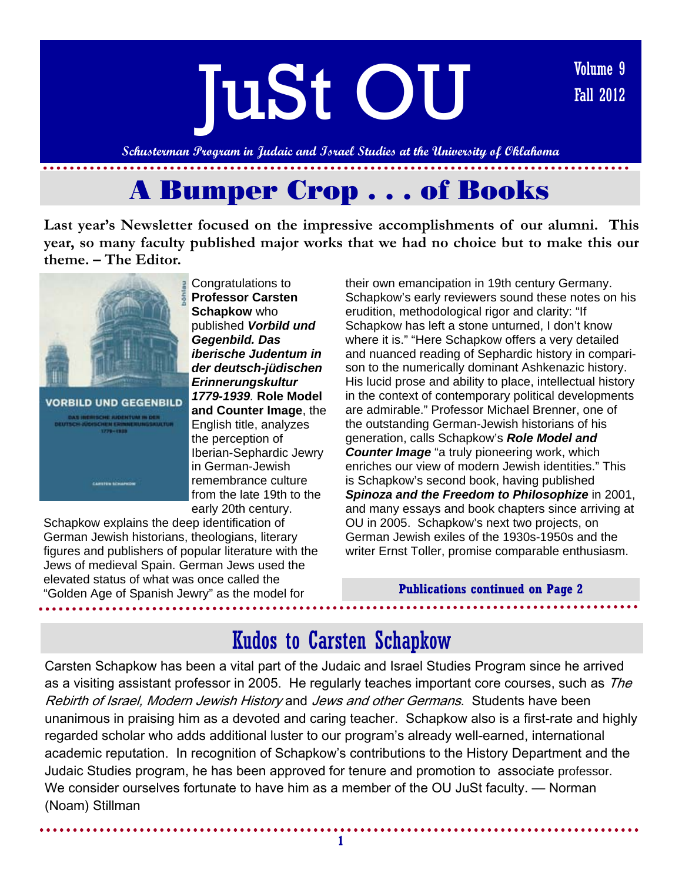# JuSt OU

Volume 9
Fall 2012

*Schusterman Program in Judaic and Israel Studies at the University of Oklahoma*

## A Bumper Crop . . . of Books

**Last year's Newsletter focused on the impressive accomplishments of our alumni. This year, so many faculty published major works that we had no choice but to make this our theme. – The Editor.**

Congratulations to **Professor Carsten Schapkow** who published ***Vorbild und Gegenbild. Das iberische Judentum in der deutsch-jüdischen Erinnerungskultur 1779-1939*.** **Role Model and Counter Image**, the English title, analyzes the perception of Iberian-Sephardic Jewry in German-Jewish remembrance culture from the late 19th to the early 20th century.

Schapkow explains the deep identification of German Jewish historians, theologians, literary figures and publishers of popular literature with the Jews of medieval Spain. German Jews used the elevated status of what was once called the "Golden Age of Spanish Jewry" as the model for their own emancipation in 19th century Germany. Schapkow's early reviewers sound these notes on his erudition, methodological rigor and clarity: "If Schapkow has left a stone unturned, I don't know where it is." "Here Schapkow offers a very detailed and nuanced reading of Sephardic history in comparison to the numerically dominant Ashkenazic history. His lucid prose and ability to place, intellectual history in the context of contemporary political developments are admirable." Professor Michael Brenner, one of the outstanding German-Jewish historians of his generation, calls Schapkow's ***Role Model and Counter Image*** "a truly pioneering work, which enriches our view of modern Jewish identities." This is Schapkow's second book, having published ***Spinoza and the Freedom to Philosophize*** in 2001, and many essays and book chapters since arriving at OU in 2005. Schapkow's next two projects, on German Jewish exiles of the 1930s-1950s and the writer Ernst Toller, promise comparable enthusiasm.

**Publications continued on Page 2**

## Kudos to Carsten Schapkow

Carsten Schapkow has been a vital part of the Judaic and Israel Studies Program since he arrived as a visiting assistant professor in 2005. He regularly teaches important core courses, such as *The Rebirth of Israel, Modern Jewish History* and *Jews and other Germans*. Students have been unanimous in praising him as a devoted and caring teacher. Schapkow also is a first-rate and highly regarded scholar who adds additional luster to our program's already well-earned, international academic reputation. In recognition of Schapkow's contributions to the History Department and the Judaic Studies program, he has been approved for tenure and promotion to associate professor. We consider ourselves fortunate to have him as a member of the OU JuSt faculty. — Norman (Noam) Stillman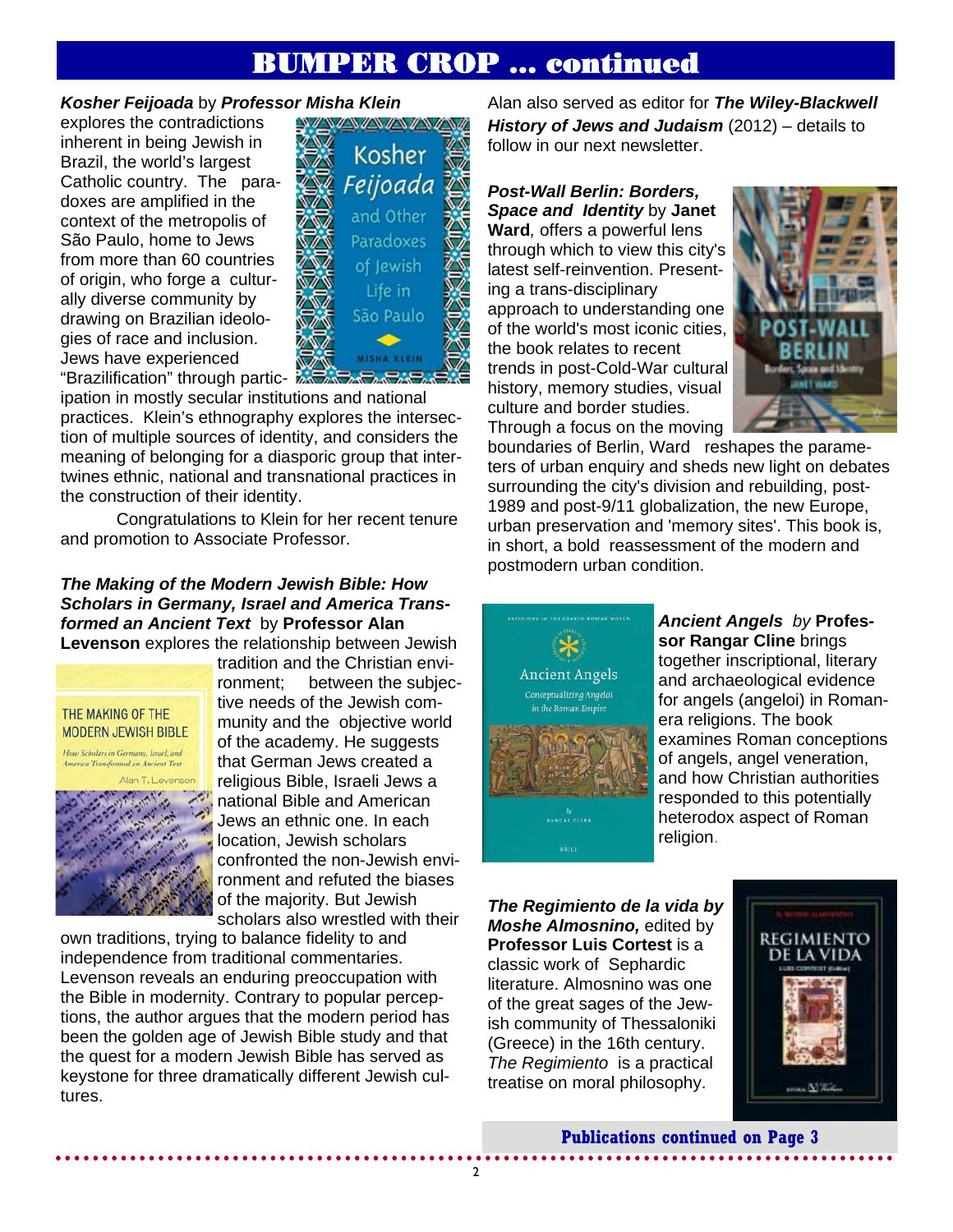# BUMPER CROP … continued

***Kosher Feijoada*** by ***Professor Misha Klein*** explores the contradictions inherent in being Jewish in Brazil, the world's largest Catholic country. The paradoxes are amplified in the context of the metropolis of São Paulo, home to Jews from more than 60 countries of origin, who forge a culturally diverse community by drawing on Brazilian ideologies of race and inclusion. Jews have experienced "Brazilification" through participation in mostly secular institutions and national practices. Klein's ethnography explores the intersection of multiple sources of identity, and considers the meaning of belonging for a diasporic group that intertwines ethnic, national and transnational practices in the construction of their identity.

Congratulations to Klein for her recent tenure and promotion to Associate Professor.

***The Making of the Modern Jewish Bible: How Scholars in Germany, Israel and America Transformed an Ancient Text*** by **Professor Alan Levenson** explores the relationship between Jewish tradition and the Christian environment; between the subjective needs of the Jewish community and the objective world of the academy. He suggests that German Jews created a religious Bible, Israeli Jews a national Bible and American Jews an ethnic one. In each location, Jewish scholars confronted the non-Jewish environment and refuted the biases of the majority. But Jewish scholars also wrestled with their own traditions, trying to balance fidelity to and independence from traditional commentaries. Levenson reveals an enduring preoccupation with the Bible in modernity. Contrary to popular perceptions, the author argues that the modern period has been the golden age of Jewish Bible study and that the quest for a modern Jewish Bible has served as keystone for three dramatically different Jewish cultures.

Alan also served as editor for ***The Wiley-Blackwell History of Jews and Judaism*** (2012) – details to follow in our next newsletter.

***Post-Wall Berlin: Borders, Space and Identity*** by **Janet Ward**, offers a powerful lens through which to view this city's latest self-reinvention. Presenting a trans-disciplinary approach to understanding one of the world's most iconic cities, the book relates to recent trends in post-Cold-War cultural history, memory studies, visual culture and border studies. Through a focus on the moving boundaries of Berlin, Ward reshapes the parameters of urban enquiry and sheds new light on debates surrounding the city's division and rebuilding, post-1989 and post-9/11 globalization, the new Europe, urban preservation and 'memory sites'. This book is, in short, a bold reassessment of the modern and postmodern urban condition.

***Ancient Angels*** *by* **Professor Rangar Cline** brings together inscriptional, literary and archaeological evidence for angels (angeloi) in Roman-era religions. The book examines Roman conceptions of angels, angel veneration, and how Christian authorities responded to this potentially heterodox aspect of Roman religion.

***The Regimiento de la vida by Moshe Almosnino,*** edited by **Professor Luis Cortest** is a classic work of Sephardic literature. Almosnino was one of the great sages of the Jewish community of Thessaloniki (Greece) in the 16th century. *The Regimiento* is a practical treatise on moral philosophy.

**Publications continued on Page 3**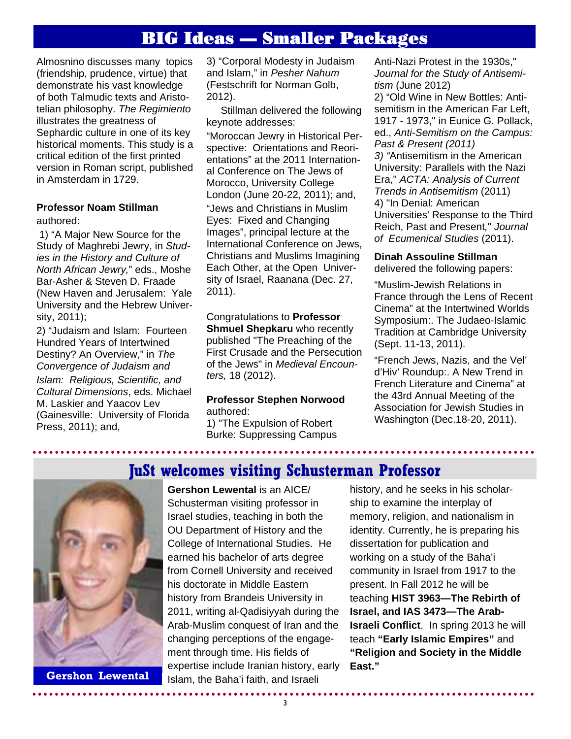# BIG Ideas — Smaller Packages

Almosnino discusses many topics (friendship, prudence, virtue) that demonstrate his vast knowledge of both Talmudic texts and Aristotelian philosophy. *The Regimiento* illustrates the greatness of Sephardic culture in one of its key historical moments. This study is a critical edition of the first printed version in Roman script, published in Amsterdam in 1729.

**Professor Noam Stillman** authored:

1) "A Major New Source for the Study of Maghrebi Jewry, in *Studies in the History and Culture of North African Jewry,*" eds., Moshe Bar-Asher & Steven D. Fraade (New Haven and Jerusalem: Yale University and the Hebrew University, 2011);

2) "Judaism and Islam: Fourteen Hundred Years of Intertwined Destiny? An Overview," in *The Convergence of Judaism and Islam: Religious, Scientific, and Cultural Dimensions*, eds. Michael M. Laskier and Yaacov Lev (Gainesville: University of Florida Press, 2011); and,

3) "Corporal Modesty in Judaism and Islam," in *Pesher Nahum* (Festschrift for Norman Golb, 2012).

Stillman delivered the following keynote addresses:

"Moroccan Jewry in Historical Perspective: Orientations and Reorientations" at the 2011 International Conference on The Jews of Morocco, University College London (June 20-22, 2011); and,

"Jews and Christians in Muslim Eyes: Fixed and Changing Images", principal lecture at the International Conference on Jews, Christians and Muslims Imagining Each Other, at the Open University of Israel, Raanana (Dec. 27, 2011).

Congratulations to **Professor Shmuel Shepkaru** who recently published "The Preaching of the First Crusade and the Persecution of the Jews" in *Medieval Encounters,* 18 (2012).

**Professor Stephen Norwood** authored:

1) "The Expulsion of Robert Burke: Suppressing Campus Anti-Nazi Protest in the 1930s," *Journal for the Study of Antisemitism* (June 2012)

2) "Old Wine in New Bottles: Antisemitism in the American Far Left, 1917 - 1973," in Eunice G. Pollack, ed., *Anti-Semitism on the Campus: Past & Present (2011)*

*3) "*Antisemitism in the American University: Parallels with the Nazi Era," *ACTA: Analysis of Current Trends in Antisemitism* (2011)

4) "In Denial: American Universities' Response to the Third Reich, Past and Present," *Journal of Ecumenical Studies* (2011).

**Dinah Assouline Stillman** delivered the following papers:

"Muslim-Jewish Relations in France through the Lens of Recent Cinema" at the Intertwined Worlds Symposium:. The Judaeo-Islamic Tradition at Cambridge University (Sept. 11-13, 2011).

"French Jews, Nazis, and the Vel' d'Hiv' Roundup:. A New Trend in French Literature and Cinema" at the 43rd Annual Meeting of the Association for Jewish Studies in Washington (Dec.18-20, 2011).

## JuSt welcomes visiting Schusterman Professor

**Gershon Lewental**

**Gershon Lewental** is an AICE/ Schusterman visiting professor in Israel studies, teaching in both the OU Department of History and the College of International Studies. He earned his bachelor of arts degree from Cornell University and received his doctorate in Middle Eastern history from Brandeis University in 2011, writing al-Qadisiyyah during the Arab-Muslim conquest of Iran and the changing perceptions of the engagement through time. His fields of expertise include Iranian history, early Islam, the Baha'i faith, and Israeli history, and he seeks in his scholarship to examine the interplay of memory, religion, and nationalism in identity. Currently, he is preparing his dissertation for publication and working on a study of the Baha'i community in Israel from 1917 to the present. In Fall 2012 he will be teaching **HIST 3963—The Rebirth of Israel, and IAS 3473—The Arab-Israeli Conflict**. In spring 2013 he will teach **"Early Islamic Empires"** and **"Religion and Society in the Middle East."**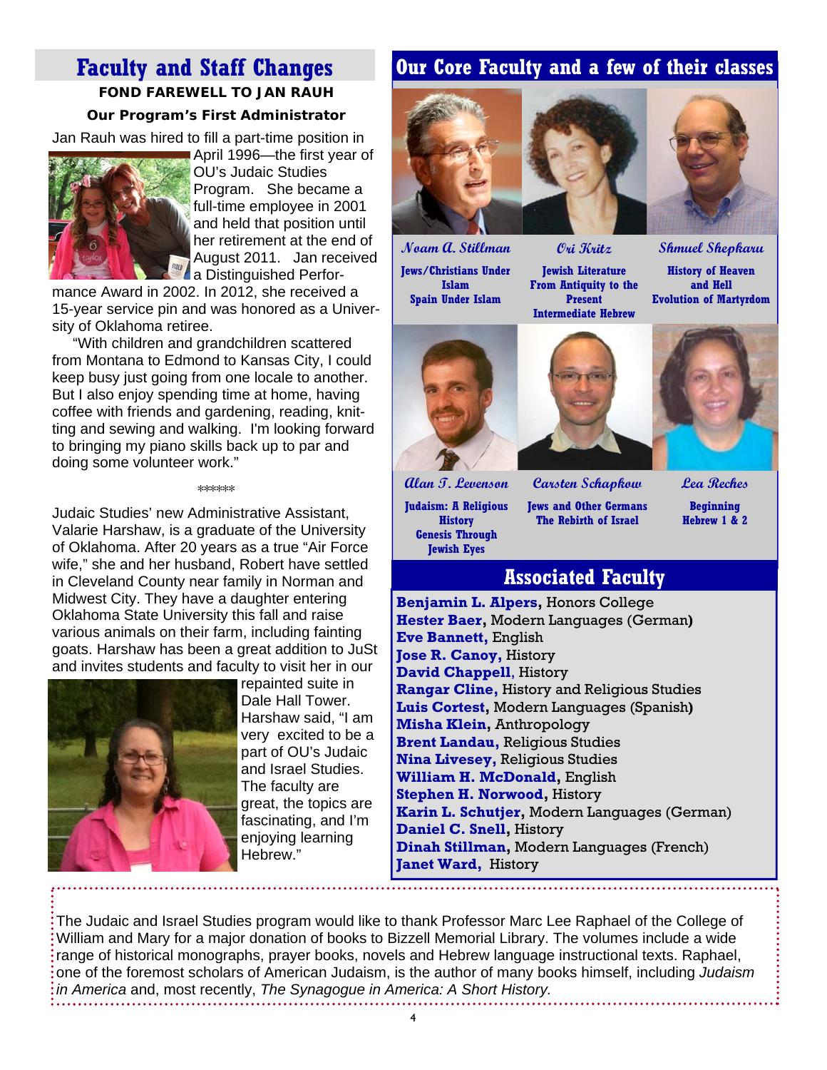## Faculty and Staff Changes

**FOND FAREWELL TO JAN RAUH**

**Our Program's First Administrator**

Jan Rauh was hired to fill a part-time position in April 1996—the first year of OU's Judaic Studies Program. She became a full-time employee in 2001 and held that position until her retirement at the end of August 2011. Jan received a Distinguished Performance Award in 2002. In 2012, she received a 15-year service pin and was honored as a University of Oklahoma retiree.

"With children and grandchildren scattered from Montana to Edmond to Kansas City, I could keep busy just going from one locale to another. But I also enjoy spending time at home, having coffee with friends and gardening, reading, knitting and sewing and walking. I'm looking forward to bringing my piano skills back up to par and doing some volunteer work."

\*\*\*\*\*\*

Judaic Studies' new Administrative Assistant, Valarie Harshaw, is a graduate of the University of Oklahoma. After 20 years as a true "Air Force wife," she and her husband, Robert have settled in Cleveland County near family in Norman and Midwest City. They have a daughter entering Oklahoma State University this fall and raise various animals on their farm, including fainting goats. Harshaw has been a great addition to JuSt and invites students and faculty to visit her in our repainted suite in Dale Hall Tower. Harshaw said, "I am very excited to be a part of OU's Judaic and Israel Studies. The faculty are great, the topics are fascinating, and I'm enjoying learning Hebrew."

## Our Core Faculty and a few of their classes

***Noam A. Stillman***
**Jews/Christians Under Islam**
**Spain Under Islam**

***Ori Kritz***
**Jewish Literature From Antiquity to the Present**
**Intermediate Hebrew**

***Shmuel Shepkaru***
**History of Heaven and Hell**
**Evolution of Martyrdom**

***Alan T. Levenson***
**Judaism: A Religious History**
**Genesis Through Jewish Eyes**

***Carsten Schapkow***
**Jews and Other Germans**
**The Rebirth of Israel**

***Lea Reches***
**Beginning Hebrew 1 & 2**

## Associated Faculty

**Benjamin L. Alpers,** Honors College
**Hester Baer,** Modern Languages (German)
**Eve Bannett,** English
**Jose R. Canoy,** History
**David Chappell,** History
**Rangar Cline,** History and Religious Studies
**Luis Cortest,** Modern Languages (Spanish)
**Misha Klein,** Anthropology
**Brent Landau,** Religious Studies
**Nina Livesey,** Religious Studies
**William H. McDonald,** English
**Stephen H. Norwood,** History
**Karin L. Schutjer,** Modern Languages (German)
**Daniel C. Snell,** History
**Dinah Stillman,** Modern Languages (French)
**Janet Ward,** History

The Judaic and Israel Studies program would like to thank Professor Marc Lee Raphael of the College of William and Mary for a major donation of books to Bizzell Memorial Library. The volumes include a wide range of historical monographs, prayer books, novels and Hebrew language instructional texts. Raphael, one of the foremost scholars of American Judaism, is the author of many books himself, including *Judaism in America* and, most recently, *The Synagogue in America: A Short History.*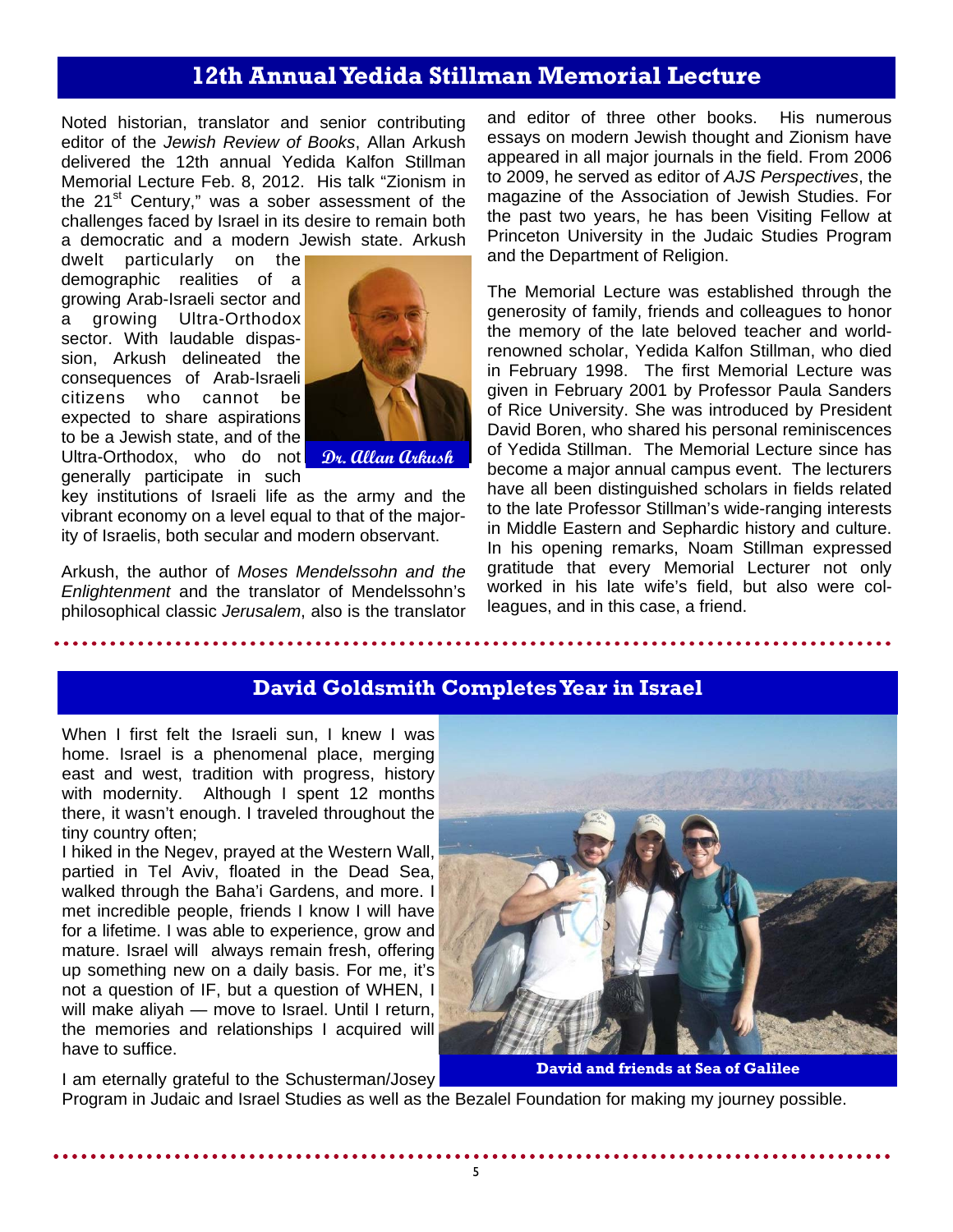## 12th Annual Yedida Stillman Memorial Lecture

Noted historian, translator and senior contributing editor of the *Jewish Review of Books*, Allan Arkush delivered the 12th annual Yedida Kalfon Stillman Memorial Lecture Feb. 8, 2012. His talk "Zionism in the 21st Century," was a sober assessment of the challenges faced by Israel in its desire to remain both a democratic and a modern Jewish state. Arkush dwelt particularly on the demographic realities of a growing Arab-Israeli sector and a growing Ultra-Orthodox sector. With laudable dispassion, Arkush delineated the consequences of Arab-Israeli citizens who cannot be expected to share aspirations to be a Jewish state, and of the Ultra-Orthodox, who do not generally participate in such key institutions of Israeli life as the army and the vibrant economy on a level equal to that of the majority of Israelis, both secular and modern observant.

Dr. Allan Arkush

Arkush, the author of *Moses Mendelssohn and the Enlightenment* and the translator of Mendelssohn's philosophical classic *Jerusalem*, also is the translator and editor of three other books. His numerous essays on modern Jewish thought and Zionism have appeared in all major journals in the field. From 2006 to 2009, he served as editor of *AJS Perspectives*, the magazine of the Association of Jewish Studies. For the past two years, he has been Visiting Fellow at Princeton University in the Judaic Studies Program and the Department of Religion.

The Memorial Lecture was established through the generosity of family, friends and colleagues to honor the memory of the late beloved teacher and world-renowned scholar, Yedida Kalfon Stillman, who died in February 1998. The first Memorial Lecture was given in February 2001 by Professor Paula Sanders of Rice University. She was introduced by President David Boren, who shared his personal reminiscences of Yedida Stillman. The Memorial Lecture since has become a major annual campus event. The lecturers have all been distinguished scholars in fields related to the late Professor Stillman's wide-ranging interests in Middle Eastern and Sephardic history and culture. In his opening remarks, Noam Stillman expressed gratitude that every Memorial Lecturer not only worked in his late wife's field, but also were colleagues, and in this case, a friend.

## David Goldsmith Completes Year in Israel

When I first felt the Israeli sun, I knew I was home. Israel is a phenomenal place, merging east and west, tradition with progress, history with modernity. Although I spent 12 months there, it wasn't enough. I traveled throughout the tiny country often;

I hiked in the Negev, prayed at the Western Wall, partied in Tel Aviv, floated in the Dead Sea, walked through the Baha'i Gardens, and more. I met incredible people, friends I know I will have for a lifetime. I was able to experience, grow and mature. Israel will always remain fresh, offering up something new on a daily basis. For me, it's not a question of IF, but a question of WHEN, I will make aliyah — move to Israel. Until I return, the memories and relationships I acquired will have to suffice.

David and friends at Sea of Galilee

I am eternally grateful to the Schusterman/Josey Program in Judaic and Israel Studies as well as the Bezalel Foundation for making my journey possible.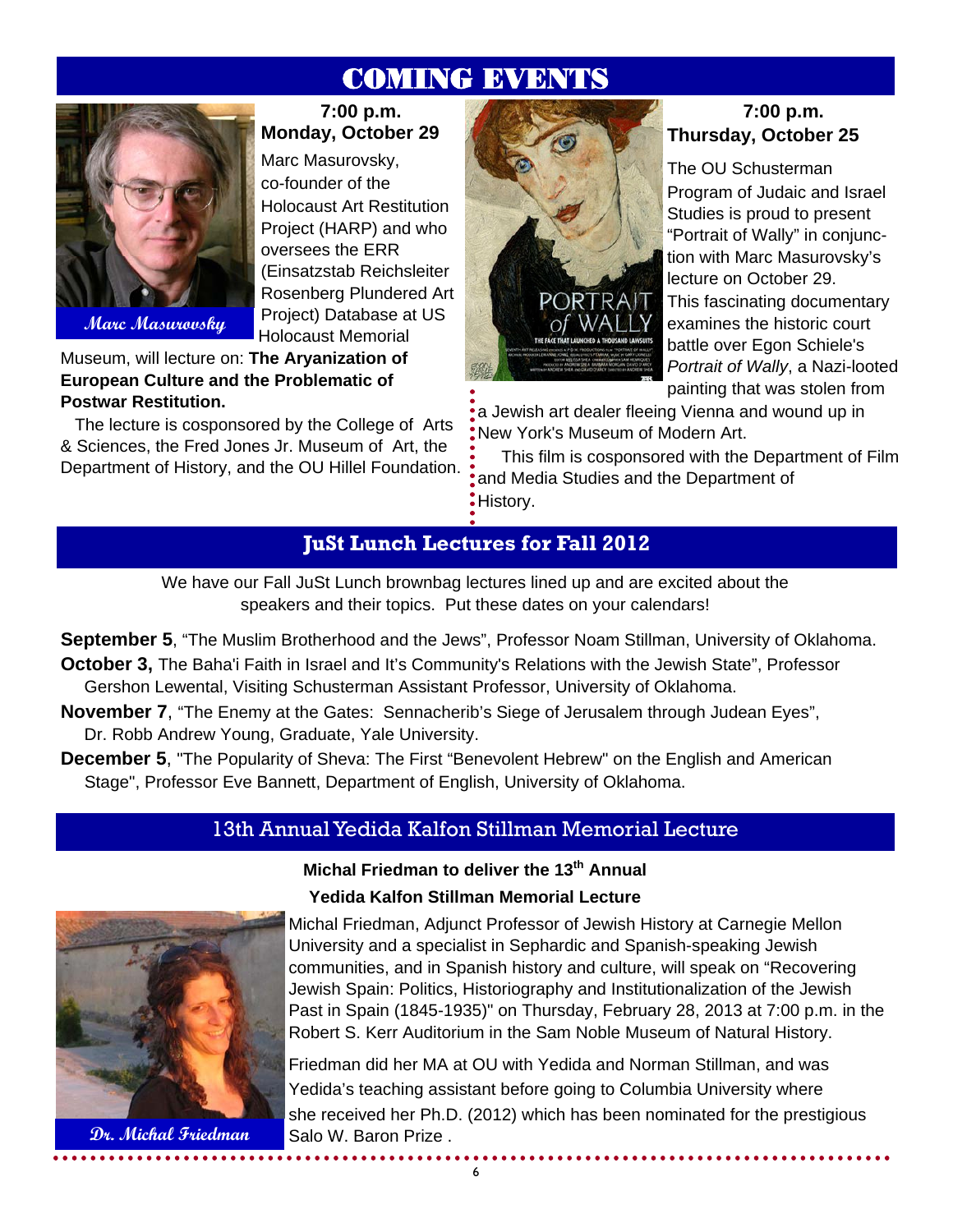# COMING EVENTS

Marc Masurovsky

**7:00 p.m.**
**Monday, October 29**

Marc Masurovsky, co-founder of the Holocaust Art Restitution Project (HARP) and who oversees the ERR (Einsatzstab Reichsleiter Rosenberg Plundered Art Project) Database at US Holocaust Memorial Museum, will lecture on: **The Aryanization of European Culture and the Problematic of Postwar Restitution.**

The lecture is cosponsored by the College of Arts & Sciences, the Fred Jones Jr. Museum of Art, the Department of History, and the OU Hillel Foundation.

**7:00 p.m.**
**Thursday, October 25**

The OU Schusterman Program of Judaic and Israel Studies is proud to present "Portrait of Wally" in conjunction with Marc Masurovsky's lecture on October 29. This fascinating documentary examines the historic court battle over Egon Schiele's *Portrait of Wally*, a Nazi-looted painting that was stolen from a Jewish art dealer fleeing Vienna and wound up in New York's Museum of Modern Art.

This film is cosponsored with the Department of Film and Media Studies and the Department of History.

## JuSt Lunch Lectures for Fall 2012

We have our Fall JuSt Lunch brownbag lectures lined up and are excited about the speakers and their topics. Put these dates on your calendars!

**September 5**, "The Muslim Brotherhood and the Jews", Professor Noam Stillman, University of Oklahoma.

**October 3,** The Baha'i Faith in Israel and It's Community's Relations with the Jewish State", Professor Gershon Lewental, Visiting Schusterman Assistant Professor, University of Oklahoma.

**November 7**, "The Enemy at the Gates: Sennacherib's Siege of Jerusalem through Judean Eyes", Dr. Robb Andrew Young, Graduate, Yale University.

**December 5**, "The Popularity of Sheva: The First "Benevolent Hebrew" on the English and American Stage", Professor Eve Bannett, Department of English, University of Oklahoma.

## 13th Annual Yedida Kalfon Stillman Memorial Lecture

**Michal Friedman to deliver the 13th Annual Yedida Kalfon Stillman Memorial Lecture**

Michal Friedman, Adjunct Professor of Jewish History at Carnegie Mellon University and a specialist in Sephardic and Spanish-speaking Jewish communities, and in Spanish history and culture, will speak on "Recovering Jewish Spain: Politics, Historiography and Institutionalization of the Jewish Past in Spain (1845-1935)" on Thursday, February 28, 2013 at 7:00 p.m. in the Robert S. Kerr Auditorium in the Sam Noble Museum of Natural History.

Friedman did her MA at OU with Yedida and Norman Stillman, and was Yedida's teaching assistant before going to Columbia University where she received her Ph.D. (2012) which has been nominated for the prestigious Salo W. Baron Prize .

Dr. Michal Friedman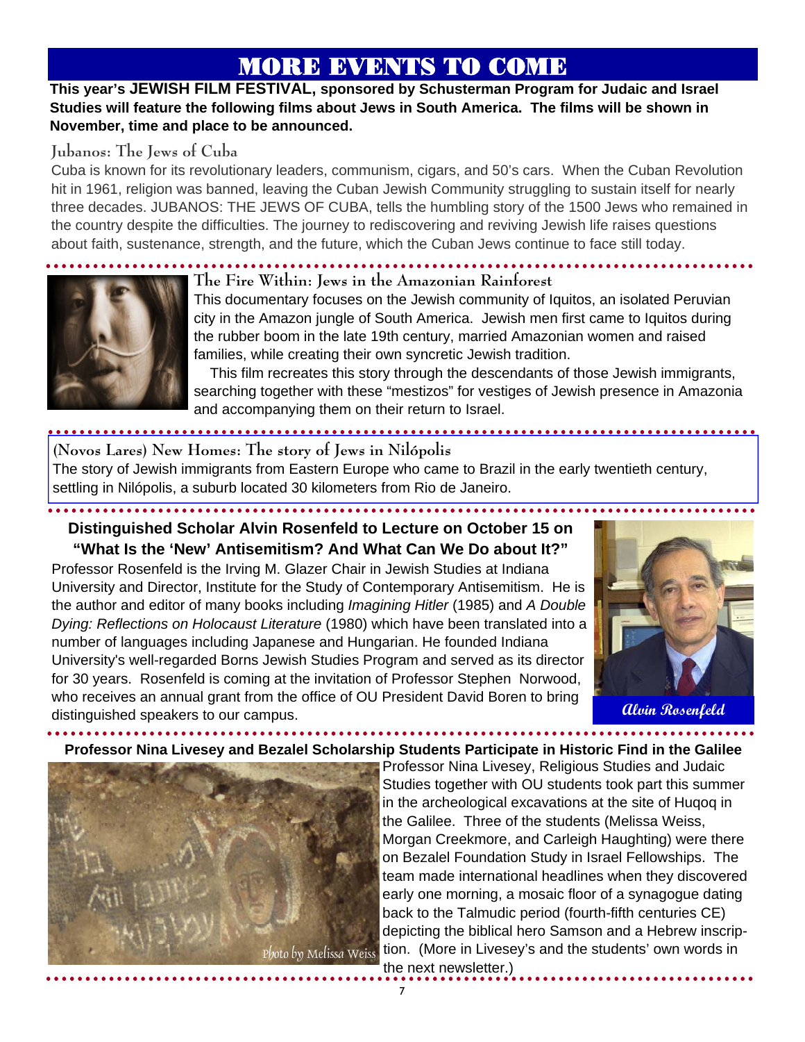# MORE EVENTS TO COME

**This year's JEWISH FILM FESTIVAL, sponsored by Schusterman Program for Judaic and Israel Studies will feature the following films about Jews in South America. The films will be shown in November, time and place to be announced.**

### Jubanos: The Jews of Cuba

Cuba is known for its revolutionary leaders, communism, cigars, and 50's cars. When the Cuban Revolution hit in 1961, religion was banned, leaving the Cuban Jewish Community struggling to sustain itself for nearly three decades. JUBANOS: THE JEWS OF CUBA, tells the humbling story of the 1500 Jews who remained in the country despite the difficulties. The journey to rediscovering and reviving Jewish life raises questions about faith, sustenance, strength, and the future, which the Cuban Jews continue to face still today.

### The Fire Within: Jews in the Amazonian Rainforest

This documentary focuses on the Jewish community of Iquitos, an isolated Peruvian city in the Amazon jungle of South America. Jewish men first came to Iquitos during the rubber boom in the late 19th century, married Amazonian women and raised families, while creating their own syncretic Jewish tradition.

This film recreates this story through the descendants of those Jewish immigrants, searching together with these "mestizos" for vestiges of Jewish presence in Amazonia and accompanying them on their return to Israel.

### (Novos Lares) New Homes: The story of Jews in Nilópolis

The story of Jewish immigrants from Eastern Europe who came to Brazil in the early twentieth century, settling in Nilópolis, a suburb located 30 kilometers from Rio de Janeiro.

## Distinguished Scholar Alvin Rosenfeld to Lecture on October 15 on "What Is the 'New' Antisemitism? And What Can We Do about It?"

Professor Rosenfeld is the Irving M. Glazer Chair in Jewish Studies at Indiana University and Director, Institute for the Study of Contemporary Antisemitism. He is the author and editor of many books including *Imagining Hitler* (1985) and *A Double Dying: Reflections on Holocaust Literature* (1980) which have been translated into a number of languages including Japanese and Hungarian. He founded Indiana University's well-regarded Borns Jewish Studies Program and served as its director for 30 years. Rosenfeld is coming at the invitation of Professor Stephen Norwood, who receives an annual grant from the office of OU President David Boren to bring distinguished speakers to our campus.

*Alvin Rosenfeld*

## Professor Nina Livesey and Bezalel Scholarship Students Participate in Historic Find in the Galilee

*Photo by Melissa Weiss*

Professor Nina Livesey, Religious Studies and Judaic Studies together with OU students took part this summer in the archeological excavations at the site of Huqoq in the Galilee. Three of the students (Melissa Weiss, Morgan Creekmore, and Carleigh Haughting) were there on Bezalel Foundation Study in Israel Fellowships. The team made international headlines when they discovered early one morning, a mosaic floor of a synagogue dating back to the Talmudic period (fourth-fifth centuries CE) depicting the biblical hero Samson and a Hebrew inscription. (More in Livesey's and the students' own words in the next newsletter.)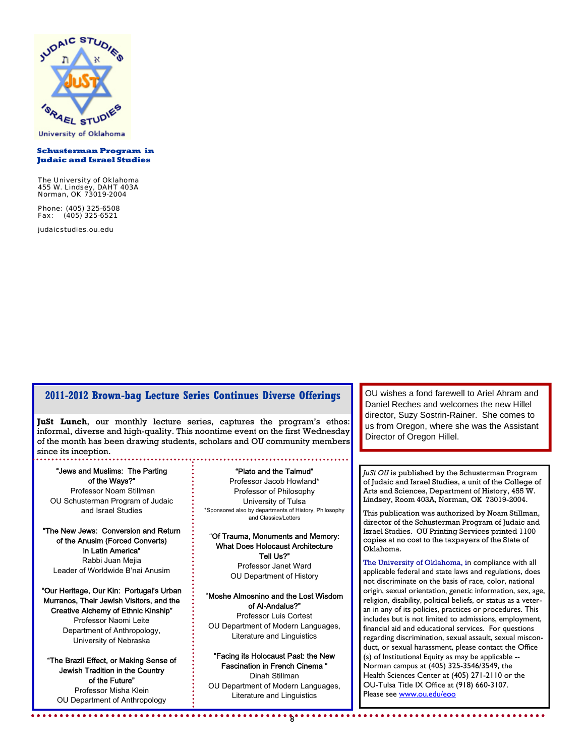JUDAIC STUDIES

JuSt

ISRAEL STUDIES

University of Oklahoma

**Schusterman Program in Judaic and Israel Studies**

The University of Oklahoma
455 W. Lindsey, DAHT 403A
Norman, OK 73019-2004

Phone: (405) 325-6508
Fax: (405) 325-6521

judaicstudies.ou.edu

## 2011-2012 Brown-bag Lecture Series Continues Diverse Offerings

**JuSt Lunch**, our monthly lecture series, captures the program's ethos: informal, diverse and high-quality. This noontime event on the first Wednesday of the month has been drawing students, scholars and OU community members since its inception.

**"Jews and Muslims: The Parting of the Ways?"**
Professor Noam Stillman
OU Schusterman Program of Judaic and Israel Studies

**"The New Jews: Conversion and Return of the Anusim (Forced Converts) in Latin America"**
Rabbi Juan Mejia
Leader of Worldwide B'nai Anusim

**"Our Heritage, Our Kin: Portugal's Urban Murranos, Their Jewish Visitors, and the Creative Alchemy of Ethnic Kinship"**
Professor Naomi Leite
Department of Anthropology, University of Nebraska

**"The Brazil Effect, or Making Sense of Jewish Tradition in the Country of the Future"**
Professor Misha Klein
OU Department of Anthropology

**"Plato and the Talmud"**
Professor Jacob Howland*
Professor of Philosophy
University of Tulsa
*Sponsored also by departments of History, Philosophy and Classics/Letters

**"Of Trauma, Monuments and Memory: What Does Holocaust Architecture Tell Us?"**
Professor Janet Ward
OU Department of History

**"Moshe Almosnino and the Lost Wisdom of Al-Andalus?"**
Professor Luis Cortest
OU Department of Modern Languages, Literature and Linguistics

**"Facing its Holocaust Past: the New Fascination in French Cinema "**
Dinah Stillman
OU Department of Modern Languages, Literature and Linguistics

OU wishes a fond farewell to Ariel Ahram and Daniel Reches and welcomes the new Hillel director, Suzy Sostrin-Rainer. She comes to us from Oregon, where she was the Assistant Director of Oregon Hillel.

*JuSt OU* is published by the Schusterman Program of Judaic and Israel Studies, a unit of the College of Arts and Sciences, Department of History, 455 W. Lindsey, Room 403A, Norman, OK 73019-2004.

This publication was authorized by Noam Stillman, director of the Schusterman Program of Judaic and Israel Studies. OU Printing Services printed 1100 copies at no cost to the taxpayers of the State of Oklahoma.

The University of Oklahoma, in compliance with all applicable federal and state laws and regulations, does not discriminate on the basis of race, color, national origin, sexual orientation, genetic information, sex, age, religion, disability, political beliefs, or status as a veteran in any of its policies, practices or procedures. This includes but is not limited to admissions, employment, financial aid and educational services. For questions regarding discrimination, sexual assault, sexual misconduct, or sexual harassment, please contact the Office (s) of Institutional Equity as may be applicable -- Norman campus at (405) 325-3546/3549, the Health Sciences Center at (405) 271-2110 or the OU-Tulsa Title IX Office at (918) 660-3107. Please see www.ou.edu/eoo